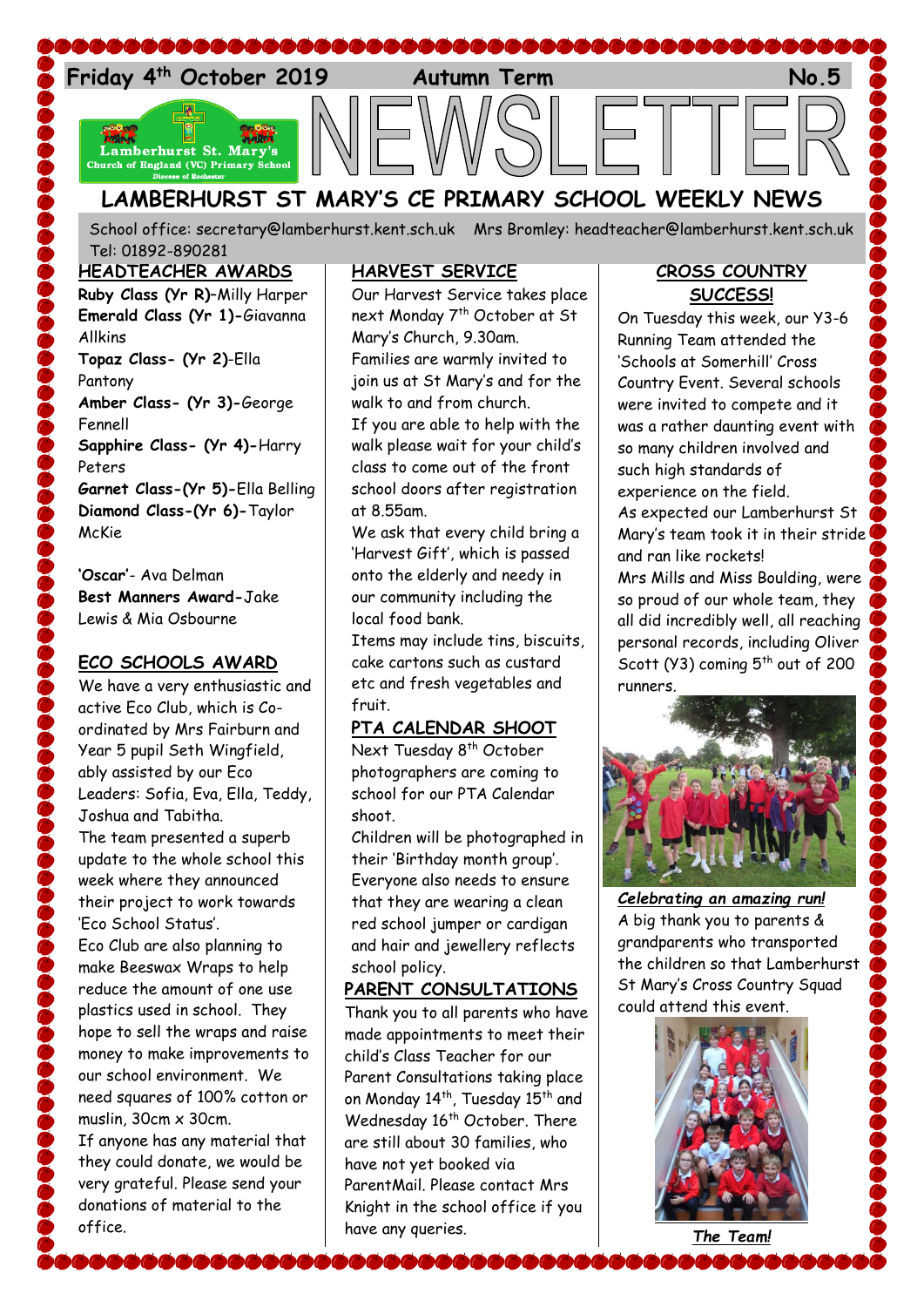Friday 4th October 2019 | Autumn Term | No.5

# NEWSLETTER

## LAMBERHURST ST MARY'S CE PRIMARY SCHOOL WEEKLY NEWS

School office: secretary@lamberhurst.kent.sch.uk Mrs Bromley: headteacher@lamberhurst.kent.sch.uk Tel: 01892-890281

### HEADTEACHER AWARDS

**Ruby Class (Yr R)**–Milly Harper
**Emerald Class (Yr 1)-**Giavanna Allkins
**Topaz Class- (Yr 2)**-Ella Pantony
**Amber Class- (Yr 3)-**George Fennell
**Sapphire Class- (Yr 4)-**Harry Peters
**Garnet Class-(Yr 5)-**Ella Belling
**Diamond Class-(Yr 6)-**Taylor McKie

**'Oscar'**- Ava Delman
**Best Manners Award-**Jake Lewis & Mia Osbourne

### ECO SCHOOLS AWARD

We have a very enthusiastic and active Eco Club, which is Co-ordinated by Mrs Fairburn and Year 5 pupil Seth Wingfield, ably assisted by our Eco Leaders: Sofia, Eva, Ella, Teddy, Joshua and Tabitha.

The team presented a superb update to the whole school this week where they announced their project to work towards 'Eco School Status'.

Eco Club are also planning to make Beeswax Wraps to help reduce the amount of one use plastics used in school. They hope to sell the wraps and raise money to make improvements to our school environment. We need squares of 100% cotton or muslin, 30cm x 30cm.

If anyone has any material that they could donate, we would be very grateful. Please send your donations of material to the office.

### HARVEST SERVICE

Our Harvest Service takes place next Monday 7th October at St Mary's Church, 9.30am.

Families are warmly invited to join us at St Mary's and for the walk to and from church.

If you are able to help with the walk please wait for your child's class to come out of the front school doors after registration at 8.55am.

We ask that every child bring a 'Harvest Gift', which is passed onto the elderly and needy in our community including the local food bank.

Items may include tins, biscuits, cake cartons such as custard etc and fresh vegetables and fruit.

### PTA CALENDAR SHOOT

Next Tuesday 8th October photographers are coming to school for our PTA Calendar shoot.

Children will be photographed in their 'Birthday month group'. Everyone also needs to ensure that they are wearing a clean red school jumper or cardigan and hair and jewellery reflects school policy.

### PARENT CONSULTATIONS

Thank you to all parents who have made appointments to meet their child's Class Teacher for our Parent Consultations taking place on Monday 14th, Tuesday 15th and Wednesday 16th October. There are still about 30 families, who have not yet booked via ParentMail. Please contact Mrs Knight in the school office if you have any queries.

### CROSS COUNTRY SUCCESS!

On Tuesday this week, our Y3-6 Running Team attended the 'Schools at Somerhill' Cross Country Event. Several schools were invited to compete and it was a rather daunting event with so many children involved and such high standards of experience on the field.

As expected our Lamberhurst St Mary's team took it in their stride and ran like rockets!

Mrs Mills and Miss Boulding, were so proud of our whole team, they all did incredibly well, all reaching personal records, including Oliver Scott (Y3) coming 5th out of 200 runners.

***Celebrating an amazing run!***

A big thank you to parents & grandparents who transported the children so that Lamberhurst St Mary's Cross Country Squad could attend this event.

***The Team!***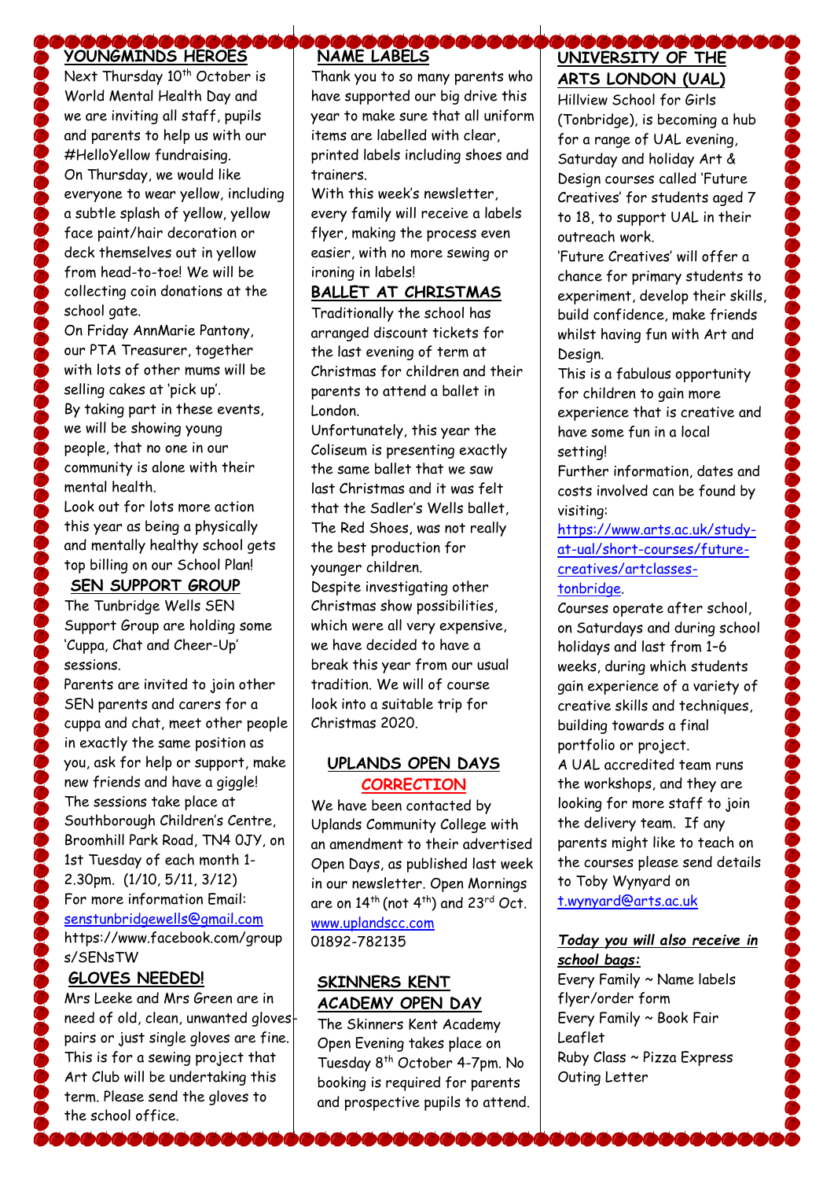## YOUNGMINDS HEROES

Next Thursday 10th October is World Mental Health Day and we are inviting all staff, pupils and parents to help us with our #HelloYellow fundraising.

On Thursday, we would like everyone to wear yellow, including a subtle splash of yellow, yellow face paint/hair decoration or deck themselves out in yellow from head-to-toe! We will be collecting coin donations at the school gate.

On Friday AnnMarie Pantony, our PTA Treasurer, together with lots of other mums will be selling cakes at 'pick up'.

By taking part in these events, we will be showing young people, that no one in our community is alone with their mental health.

Look out for lots more action this year as being a physically and mentally healthy school gets top billing on our School Plan!

## SEN SUPPORT GROUP

The Tunbridge Wells SEN Support Group are holding some 'Cuppa, Chat and Cheer-Up' sessions.

Parents are invited to join other SEN parents and carers for a cuppa and chat, meet other people in exactly the same position as you, ask for help or support, make new friends and have a giggle!

The sessions take place at Southborough Children's Centre, Broomhill Park Road, TN4 0JY, on 1st Tuesday of each month 1-2.30pm. (1/10, 5/11, 3/12)

For more information Email: senstunbridgewells@gmail.com
https://www.facebook.com/groups/SENsTW

## GLOVES NEEDED!

Mrs Leeke and Mrs Green are in need of old, clean, unwanted gloves-pairs or just single gloves are fine. This is for a sewing project that Art Club will be undertaking this term. Please send the gloves to the school office.

## NAME LABELS

Thank you to so many parents who have supported our big drive this year to make sure that all uniform items are labelled with clear, printed labels including shoes and trainers.

With this week's newsletter, every family will receive a labels flyer, making the process even easier, with no more sewing or ironing in labels!

## BALLET AT CHRISTMAS

Traditionally the school has arranged discount tickets for the last evening of term at Christmas for children and their parents to attend a ballet in London.

Unfortunately, this year the Coliseum is presenting exactly the same ballet that we saw last Christmas and it was felt that the Sadler's Wells ballet, The Red Shoes, was not really the best production for younger children.

Despite investigating other Christmas show possibilities, which were all very expensive, we have decided to have a break this year from our usual tradition. We will of course look into a suitable trip for Christmas 2020.

## UPLANDS OPEN DAYS CORRECTION

We have been contacted by Uplands Community College with an amendment to their advertised Open Days, as published last week in our newsletter. Open Mornings are on 14th (not 4th) and 23rd Oct.

www.uplandscc.com
01892-782135

## SKINNERS KENT ACADEMY OPEN DAY

The Skinners Kent Academy Open Evening takes place on Tuesday 8th October 4-7pm. No booking is required for parents and prospective pupils to attend.

## UNIVERSITY OF THE ARTS LONDON (UAL)

Hillview School for Girls (Tonbridge), is becoming a hub for a range of UAL evening, Saturday and holiday Art & Design courses called 'Future Creatives' for students aged 7 to 18, to support UAL in their outreach work.

'Future Creatives' will offer a chance for primary students to experiment, develop their skills, build confidence, make friends whilst having fun with Art and Design.

This is a fabulous opportunity for children to gain more experience that is creative and have some fun in a local setting!

Further information, dates and costs involved can be found by visiting:
https://www.arts.ac.uk/study-at-ual/short-courses/future-creatives/artclasses-tonbridge.

Courses operate after school, on Saturdays and during school holidays and last from 1–6 weeks, during which students gain experience of a variety of creative skills and techniques, building towards a final portfolio or project.

A UAL accredited team runs the workshops, and they are looking for more staff to join the delivery team. If any parents might like to teach on the courses please send details to Toby Wynyard on t.wynyard@arts.ac.uk

***Today you will also receive in school bags:***

Every Family ~ Name labels flyer/order form
Every Family ~ Book Fair Leaflet
Ruby Class ~ Pizza Express Outing Letter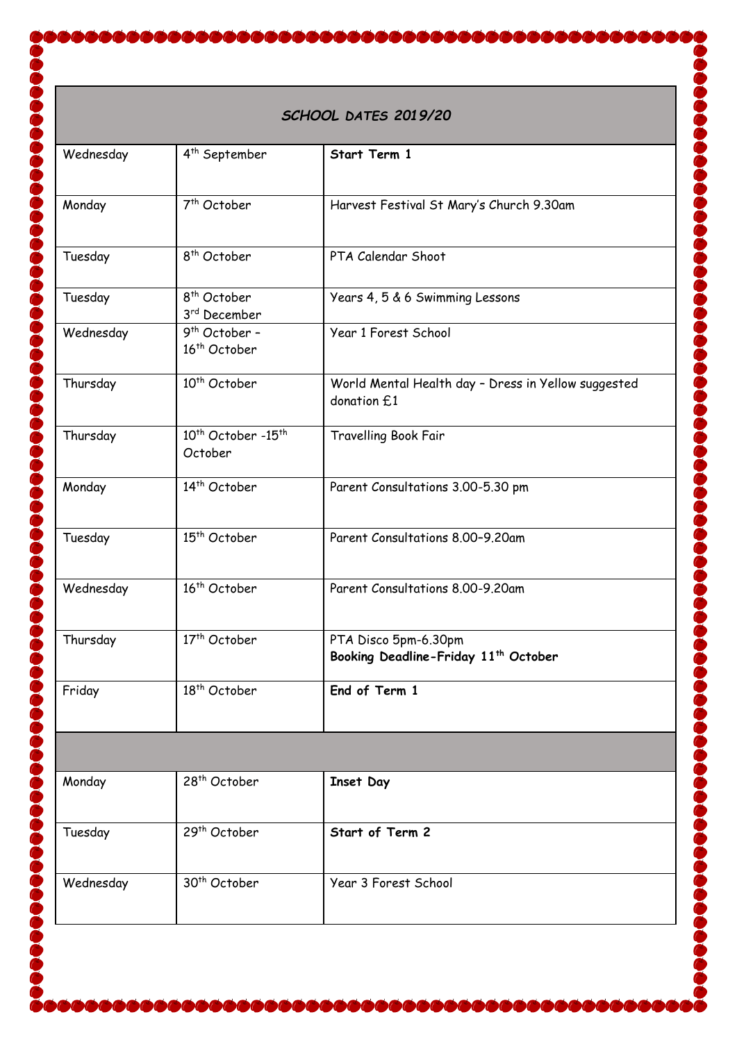| *SCHOOL DATES 2019/20* | | |
|---|---|---|
| Wednesday | 4th September | **Start Term 1** |
| Monday | 7th October | Harvest Festival St Mary's Church 9.30am |
| Tuesday | 8th October | PTA Calendar Shoot |
| Tuesday | 8th October<br>3rd December | Years 4, 5 & 6 Swimming Lessons |
| Wednesday | 9th October –<br>16th October | Year 1 Forest School |
| Thursday | 10th October | World Mental Health day – Dress in Yellow suggested donation £1 |
| Thursday | 10th October -15th October | Travelling Book Fair |
| Monday | 14th October | Parent Consultations 3.00-5.30 pm |
| Tuesday | 15th October | Parent Consultations 8.00–9.20am |
| Wednesday | 16th October | Parent Consultations 8.00-9.20am |
| Thursday | 17th October | PTA Disco 5pm-6.30pm<br>**Booking Deadline-Friday 11th October** |
| Friday | 18th October | **End of Term 1** |
| | | |
| Monday | 28th October | **Inset Day** |
| Tuesday | 29th October | **Start of Term 2** |
| Wednesday | 30th October | Year 3 Forest School |